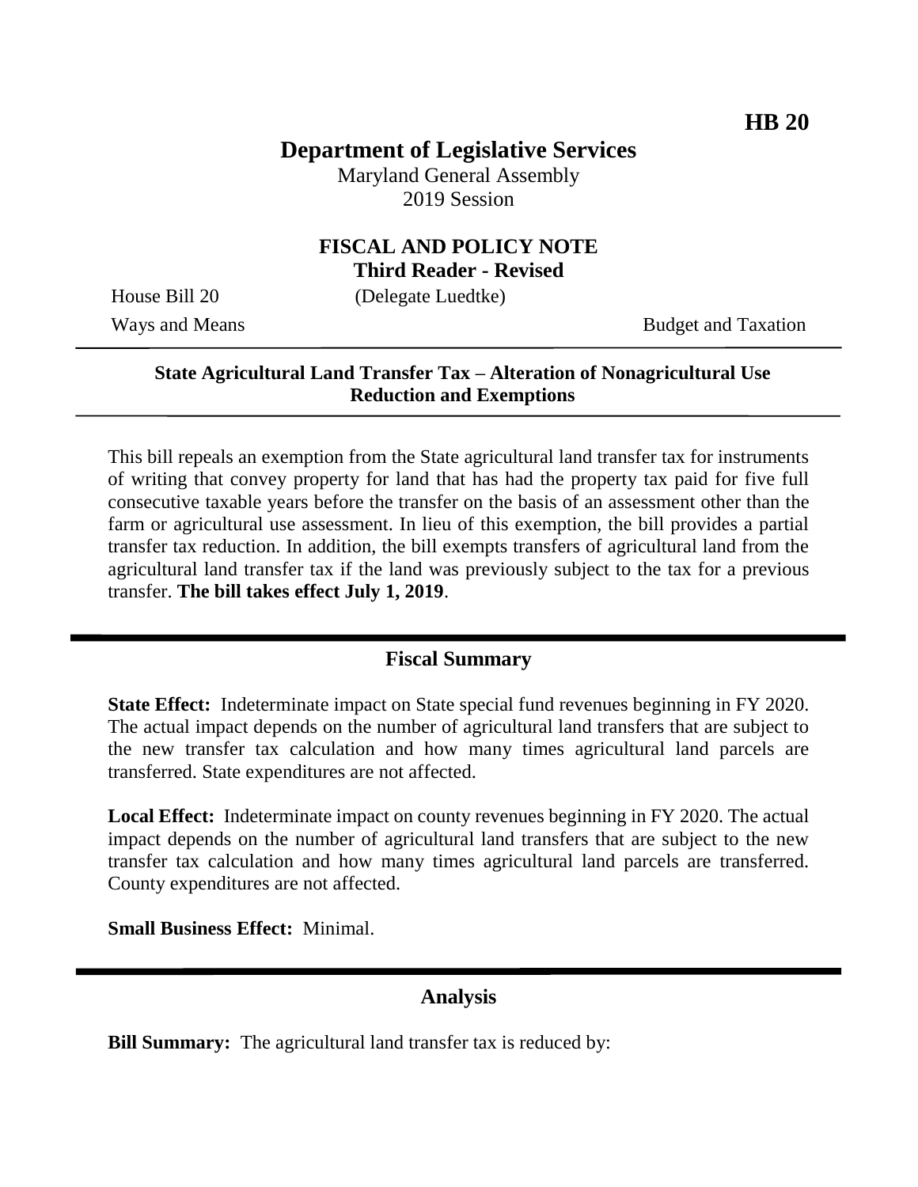HB 20

# Department of Legislative Services

Maryland General Assembly
2019 Session

## FISCAL AND POLICY NOTE
**Third Reader - Revised**

House Bill 20 (Delegate Luedtke)

Ways and Means Budget and Taxation

---

**State Agricultural Land Transfer Tax – Alteration of Nonagricultural Use Reduction and Exemptions**

---

This bill repeals an exemption from the State agricultural land transfer tax for instruments of writing that convey property for land that has had the property tax paid for five full consecutive taxable years before the transfer on the basis of an assessment other than the farm or agricultural use assessment. In lieu of this exemption, the bill provides a partial transfer tax reduction. In addition, the bill exempts transfers of agricultural land from the agricultural land transfer tax if the land was previously subject to the tax for a previous transfer. **The bill takes effect July 1, 2019**.

---

## Fiscal Summary

**State Effect:** Indeterminate impact on State special fund revenues beginning in FY 2020. The actual impact depends on the number of agricultural land transfers that are subject to the new transfer tax calculation and how many times agricultural land parcels are transferred. State expenditures are not affected.

**Local Effect:** Indeterminate impact on county revenues beginning in FY 2020. The actual impact depends on the number of agricultural land transfers that are subject to the new transfer tax calculation and how many times agricultural land parcels are transferred. County expenditures are not affected.

**Small Business Effect:** Minimal.

---

## Analysis

**Bill Summary:** The agricultural land transfer tax is reduced by: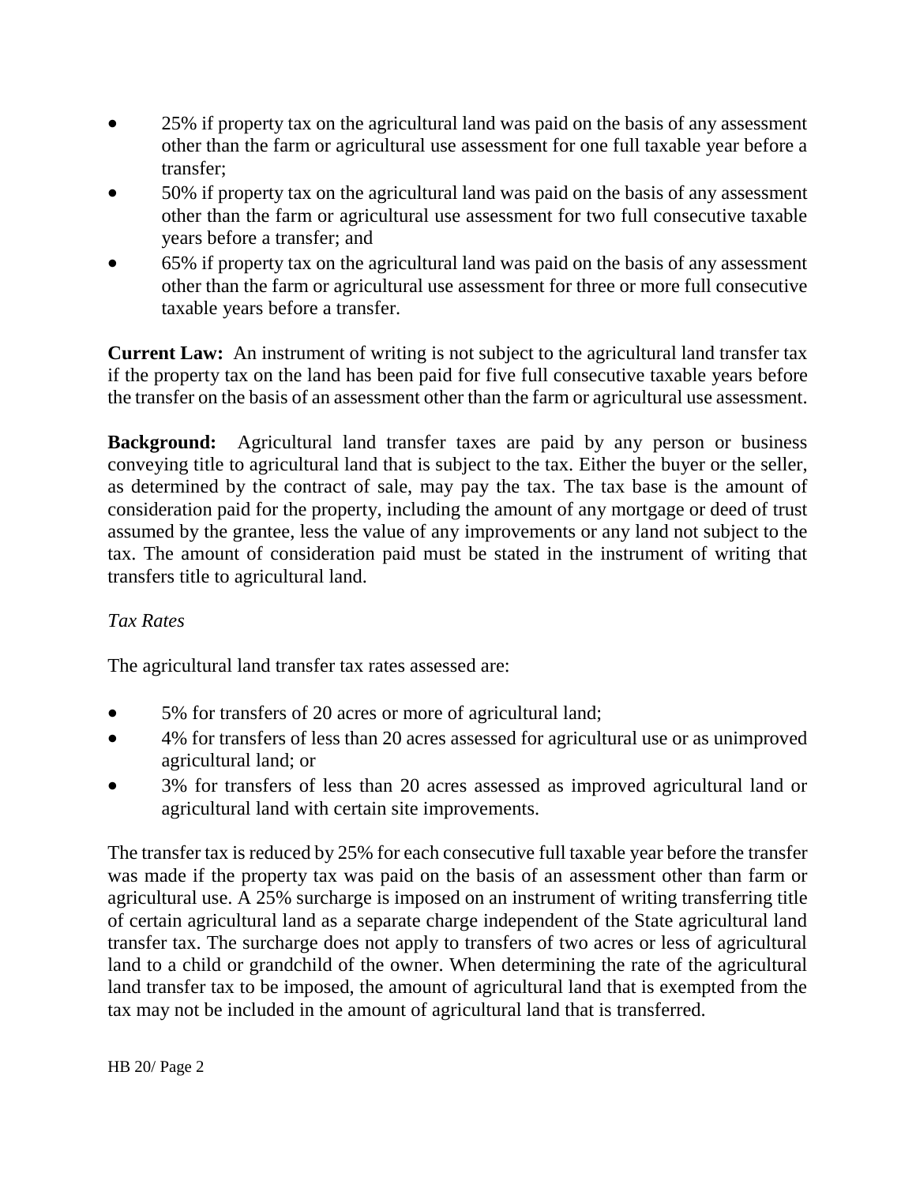- 25% if property tax on the agricultural land was paid on the basis of any assessment other than the farm or agricultural use assessment for one full taxable year before a transfer;
- 50% if property tax on the agricultural land was paid on the basis of any assessment other than the farm or agricultural use assessment for two full consecutive taxable years before a transfer; and
- 65% if property tax on the agricultural land was paid on the basis of any assessment other than the farm or agricultural use assessment for three or more full consecutive taxable years before a transfer.

**Current Law:** An instrument of writing is not subject to the agricultural land transfer tax if the property tax on the land has been paid for five full consecutive taxable years before the transfer on the basis of an assessment other than the farm or agricultural use assessment.

**Background:** Agricultural land transfer taxes are paid by any person or business conveying title to agricultural land that is subject to the tax. Either the buyer or the seller, as determined by the contract of sale, may pay the tax. The tax base is the amount of consideration paid for the property, including the amount of any mortgage or deed of trust assumed by the grantee, less the value of any improvements or any land not subject to the tax. The amount of consideration paid must be stated in the instrument of writing that transfers title to agricultural land.

*Tax Rates*

The agricultural land transfer tax rates assessed are:

- 5% for transfers of 20 acres or more of agricultural land;
- 4% for transfers of less than 20 acres assessed for agricultural use or as unimproved agricultural land; or
- 3% for transfers of less than 20 acres assessed as improved agricultural land or agricultural land with certain site improvements.

The transfer tax is reduced by 25% for each consecutive full taxable year before the transfer was made if the property tax was paid on the basis of an assessment other than farm or agricultural use. A 25% surcharge is imposed on an instrument of writing transferring title of certain agricultural land as a separate charge independent of the State agricultural land transfer tax. The surcharge does not apply to transfers of two acres or less of agricultural land to a child or grandchild of the owner. When determining the rate of the agricultural land transfer tax to be imposed, the amount of agricultural land that is exempted from the tax may not be included in the amount of agricultural land that is transferred.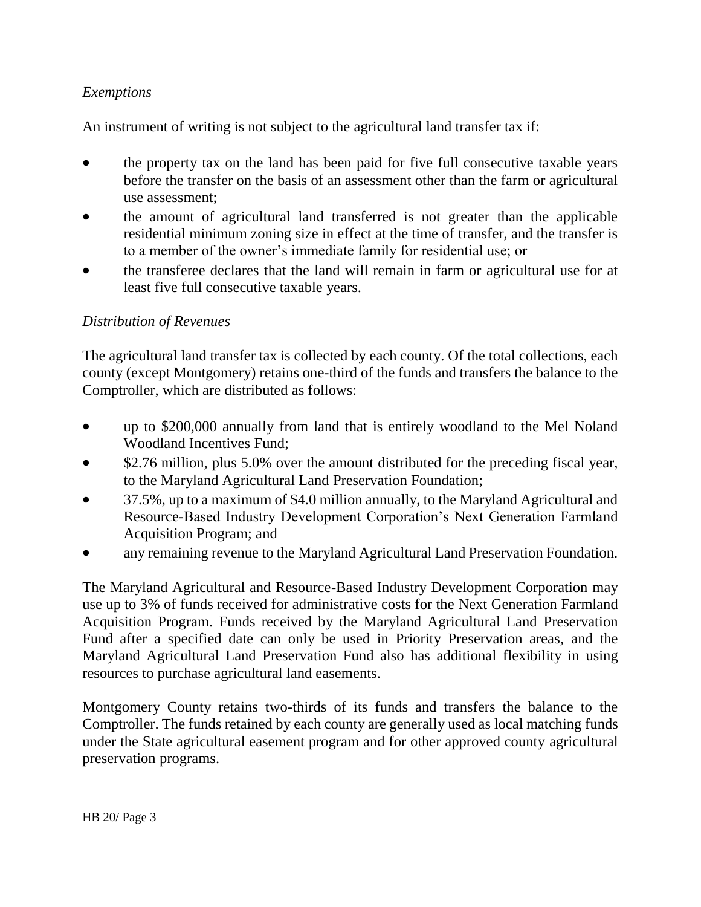*Exemptions*

An instrument of writing is not subject to the agricultural land transfer tax if:

- the property tax on the land has been paid for five full consecutive taxable years before the transfer on the basis of an assessment other than the farm or agricultural use assessment;
- the amount of agricultural land transferred is not greater than the applicable residential minimum zoning size in effect at the time of transfer, and the transfer is to a member of the owner's immediate family for residential use; or
- the transferee declares that the land will remain in farm or agricultural use for at least five full consecutive taxable years.

*Distribution of Revenues*

The agricultural land transfer tax is collected by each county. Of the total collections, each county (except Montgomery) retains one-third of the funds and transfers the balance to the Comptroller, which are distributed as follows:

- up to $200,000 annually from land that is entirely woodland to the Mel Noland Woodland Incentives Fund;
- $2.76 million, plus 5.0% over the amount distributed for the preceding fiscal year, to the Maryland Agricultural Land Preservation Foundation;
- 37.5%, up to a maximum of $4.0 million annually, to the Maryland Agricultural and Resource-Based Industry Development Corporation's Next Generation Farmland Acquisition Program; and
- any remaining revenue to the Maryland Agricultural Land Preservation Foundation.

The Maryland Agricultural and Resource-Based Industry Development Corporation may use up to 3% of funds received for administrative costs for the Next Generation Farmland Acquisition Program. Funds received by the Maryland Agricultural Land Preservation Fund after a specified date can only be used in Priority Preservation areas, and the Maryland Agricultural Land Preservation Fund also has additional flexibility in using resources to purchase agricultural land easements.

Montgomery County retains two-thirds of its funds and transfers the balance to the Comptroller. The funds retained by each county are generally used as local matching funds under the State agricultural easement program and for other approved county agricultural preservation programs.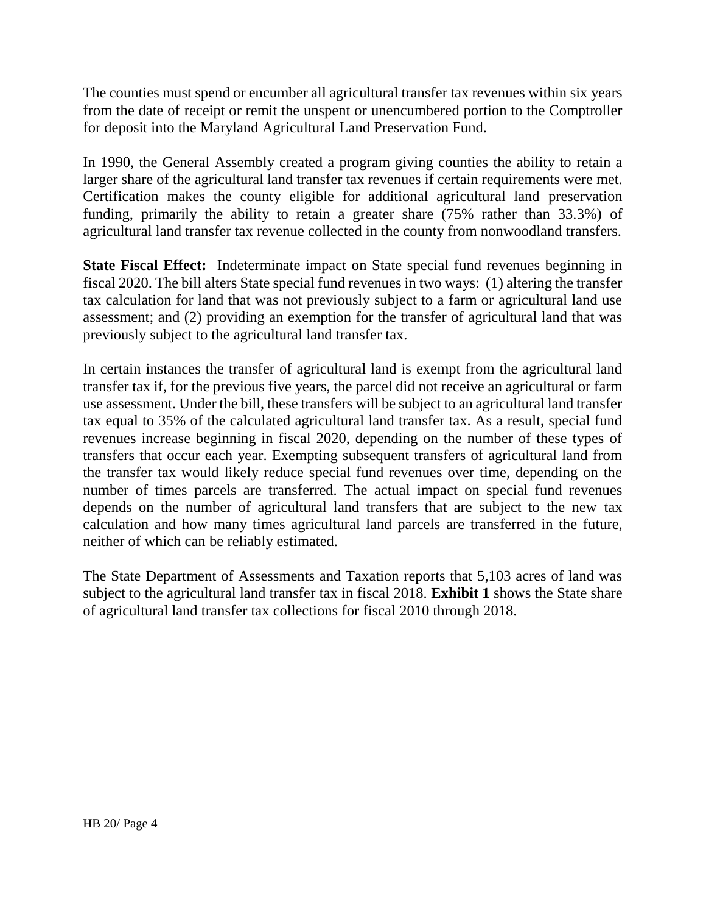The counties must spend or encumber all agricultural transfer tax revenues within six years from the date of receipt or remit the unspent or unencumbered portion to the Comptroller for deposit into the Maryland Agricultural Land Preservation Fund.

In 1990, the General Assembly created a program giving counties the ability to retain a larger share of the agricultural land transfer tax revenues if certain requirements were met. Certification makes the county eligible for additional agricultural land preservation funding, primarily the ability to retain a greater share (75% rather than 33.3%) of agricultural land transfer tax revenue collected in the county from nonwoodland transfers.

**State Fiscal Effect:** Indeterminate impact on State special fund revenues beginning in fiscal 2020. The bill alters State special fund revenues in two ways: (1) altering the transfer tax calculation for land that was not previously subject to a farm or agricultural land use assessment; and (2) providing an exemption for the transfer of agricultural land that was previously subject to the agricultural land transfer tax.

In certain instances the transfer of agricultural land is exempt from the agricultural land transfer tax if, for the previous five years, the parcel did not receive an agricultural or farm use assessment. Under the bill, these transfers will be subject to an agricultural land transfer tax equal to 35% of the calculated agricultural land transfer tax. As a result, special fund revenues increase beginning in fiscal 2020, depending on the number of these types of transfers that occur each year. Exempting subsequent transfers of agricultural land from the transfer tax would likely reduce special fund revenues over time, depending on the number of times parcels are transferred. The actual impact on special fund revenues depends on the number of agricultural land transfers that are subject to the new tax calculation and how many times agricultural land parcels are transferred in the future, neither of which can be reliably estimated.

The State Department of Assessments and Taxation reports that 5,103 acres of land was subject to the agricultural land transfer tax in fiscal 2018. **Exhibit 1** shows the State share of agricultural land transfer tax collections for fiscal 2010 through 2018.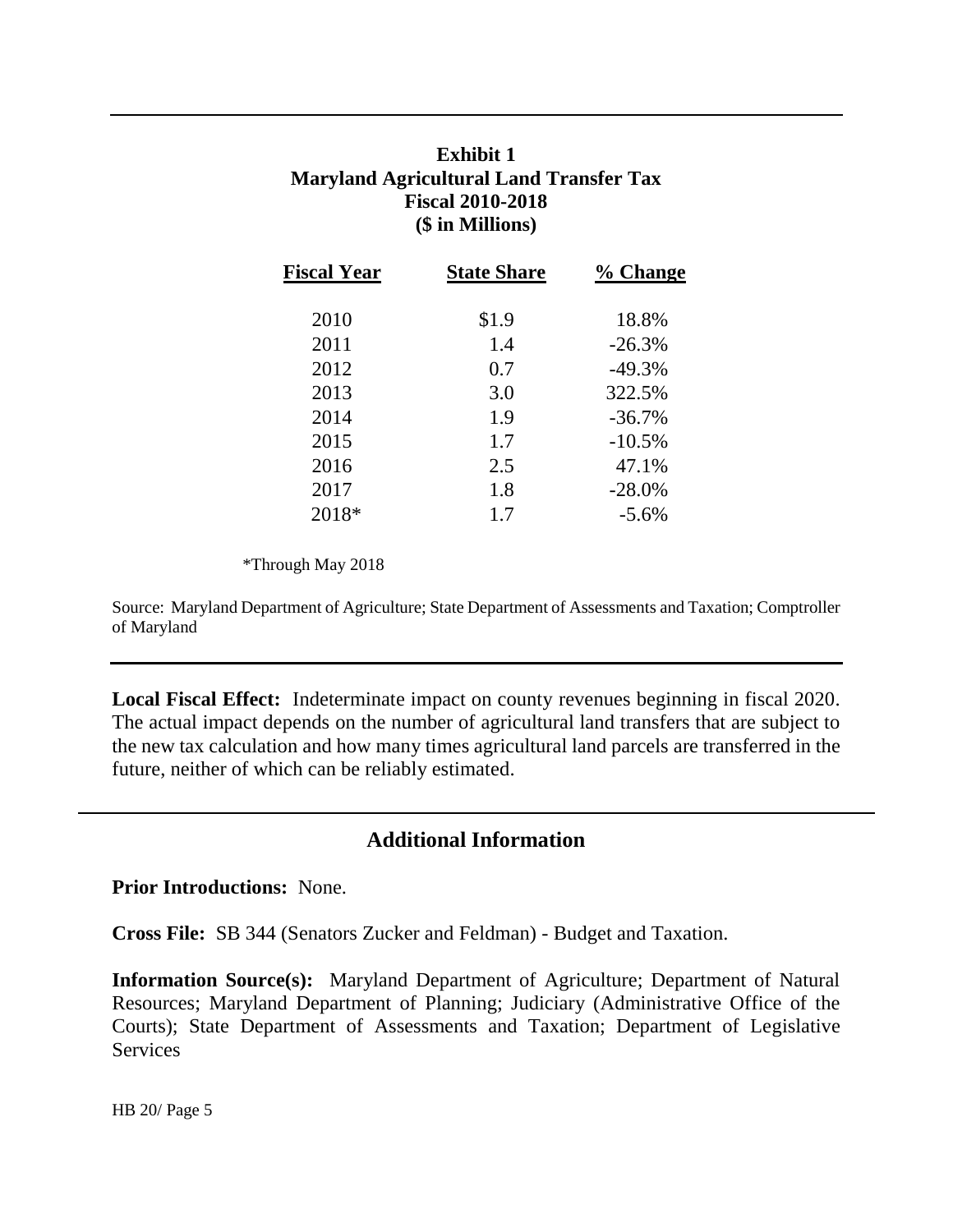**Exhibit 1**
**Maryland Agricultural Land Transfer Tax**
**Fiscal 2010-2018**
**($ in Millions)**

| Fiscal Year | State Share | % Change |
|---|---|---|
| 2010 | $1.9 | 18.8% |
| 2011 | 1.4 | -26.3% |
| 2012 | 0.7 | -49.3% |
| 2013 | 3.0 | 322.5% |
| 2014 | 1.9 | -36.7% |
| 2015 | 1.7 | -10.5% |
| 2016 | 2.5 | 47.1% |
| 2017 | 1.8 | -28.0% |
| 2018* | 1.7 | -5.6% |

*Through May 2018

Source: Maryland Department of Agriculture; State Department of Assessments and Taxation; Comptroller of Maryland

**Local Fiscal Effect:** Indeterminate impact on county revenues beginning in fiscal 2020. The actual impact depends on the number of agricultural land transfers that are subject to the new tax calculation and how many times agricultural land parcels are transferred in the future, neither of which can be reliably estimated.

## Additional Information

**Prior Introductions:** None.

**Cross File:** SB 344 (Senators Zucker and Feldman) - Budget and Taxation.

**Information Source(s):** Maryland Department of Agriculture; Department of Natural Resources; Maryland Department of Planning; Judiciary (Administrative Office of the Courts); State Department of Assessments and Taxation; Department of Legislative Services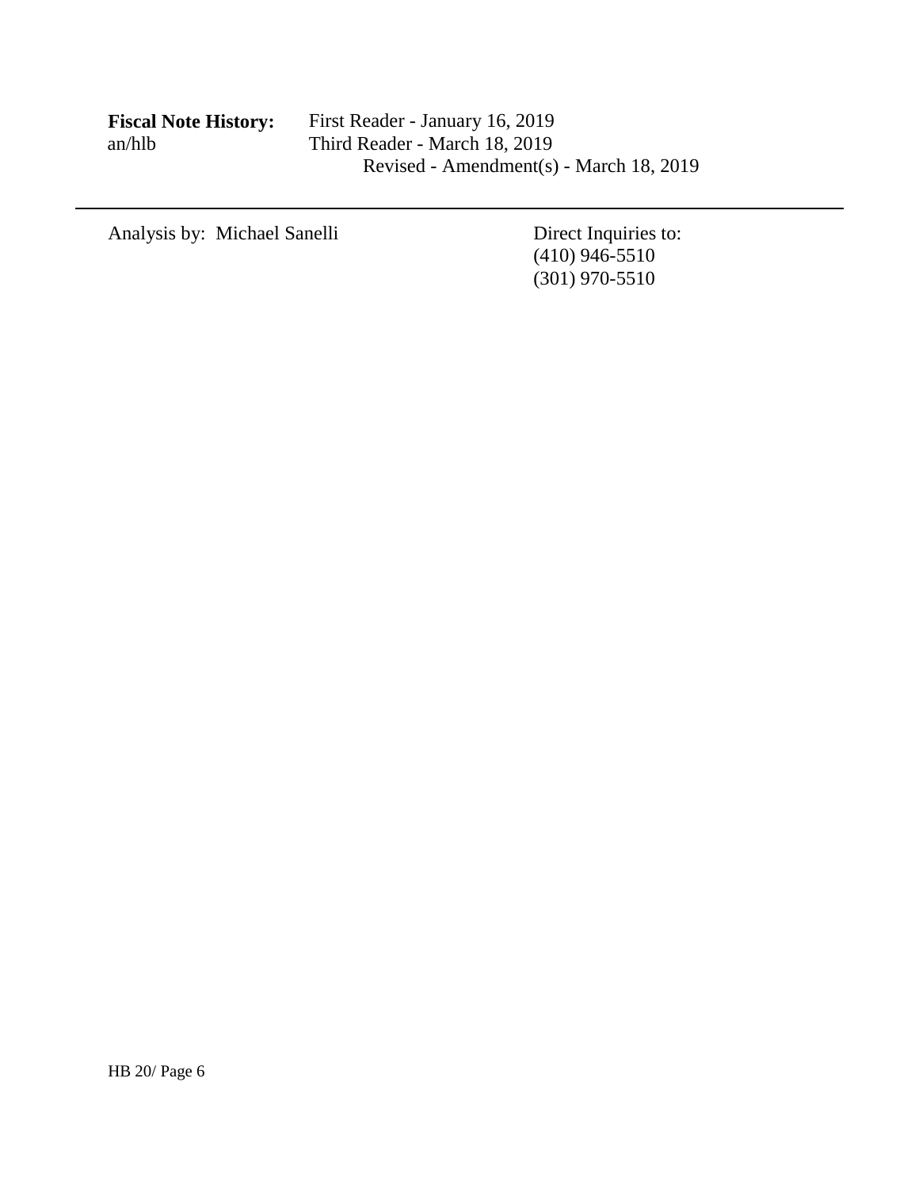**Fiscal Note History:** First Reader - January 16, 2019
an/hlb Third Reader - March 18, 2019
Revised - Amendment(s) - March 18, 2019

---

Analysis by: Michael Sanelli

Direct Inquiries to:
(410) 946-5510
(301) 970-5510